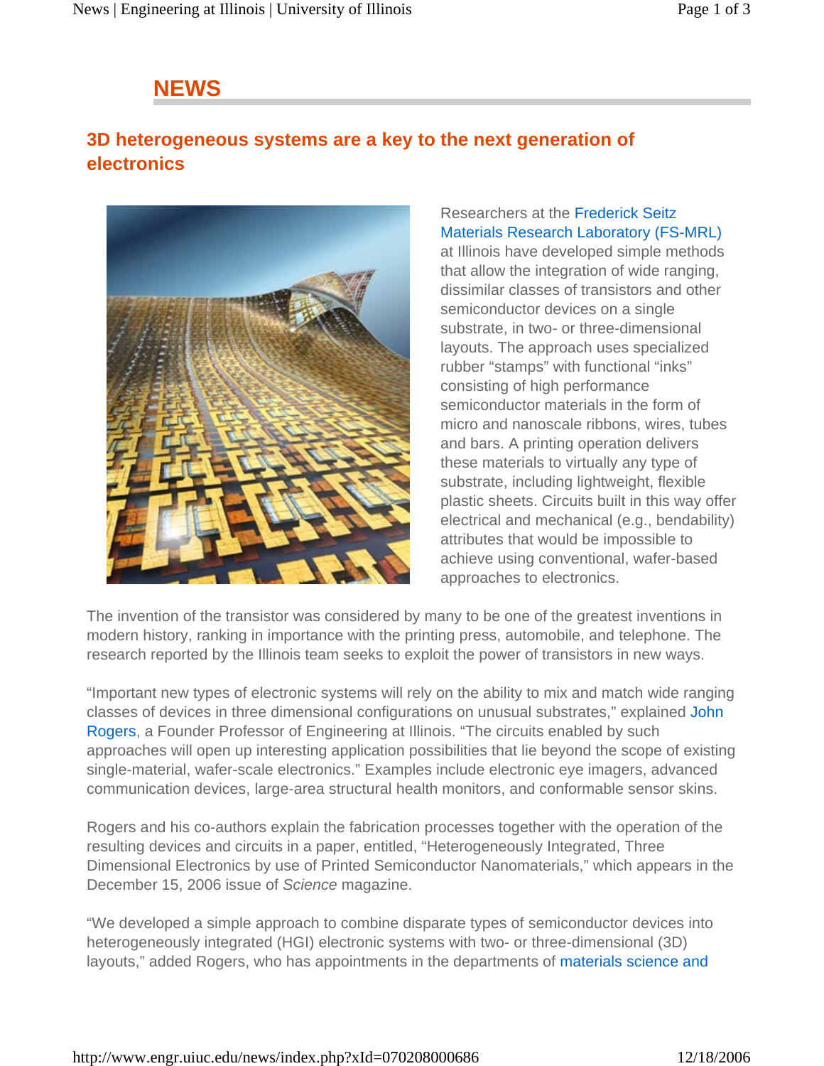# NEWS

## 3D heterogeneous systems are a key to the next generation of electronics

Researchers at the Frederick Seitz Materials Research Laboratory (FS-MRL) at Illinois have developed simple methods that allow the integration of wide ranging, dissimilar classes of transistors and other semiconductor devices on a single substrate, in two- or three-dimensional layouts. The approach uses specialized rubber "stamps" with functional "inks" consisting of high performance semiconductor materials in the form of micro and nanoscale ribbons, wires, tubes and bars. A printing operation delivers these materials to virtually any type of substrate, including lightweight, flexible plastic sheets. Circuits built in this way offer electrical and mechanical (e.g., bendability) attributes that would be impossible to achieve using conventional, wafer-based approaches to electronics.

The invention of the transistor was considered by many to be one of the greatest inventions in modern history, ranking in importance with the printing press, automobile, and telephone. The research reported by the Illinois team seeks to exploit the power of transistors in new ways.

"Important new types of electronic systems will rely on the ability to mix and match wide ranging classes of devices in three dimensional configurations on unusual substrates," explained John Rogers, a Founder Professor of Engineering at Illinois. "The circuits enabled by such approaches will open up interesting application possibilities that lie beyond the scope of existing single-material, wafer-scale electronics." Examples include electronic eye imagers, advanced communication devices, large-area structural health monitors, and conformable sensor skins.

Rogers and his co-authors explain the fabrication processes together with the operation of the resulting devices and circuits in a paper, entitled, "Heterogeneously Integrated, Three Dimensional Electronics by use of Printed Semiconductor Nanomaterials," which appears in the December 15, 2006 issue of *Science* magazine.

"We developed a simple approach to combine disparate types of semiconductor devices into heterogeneously integrated (HGI) electronic systems with two- or three-dimensional (3D) layouts," added Rogers, who has appointments in the departments of materials science and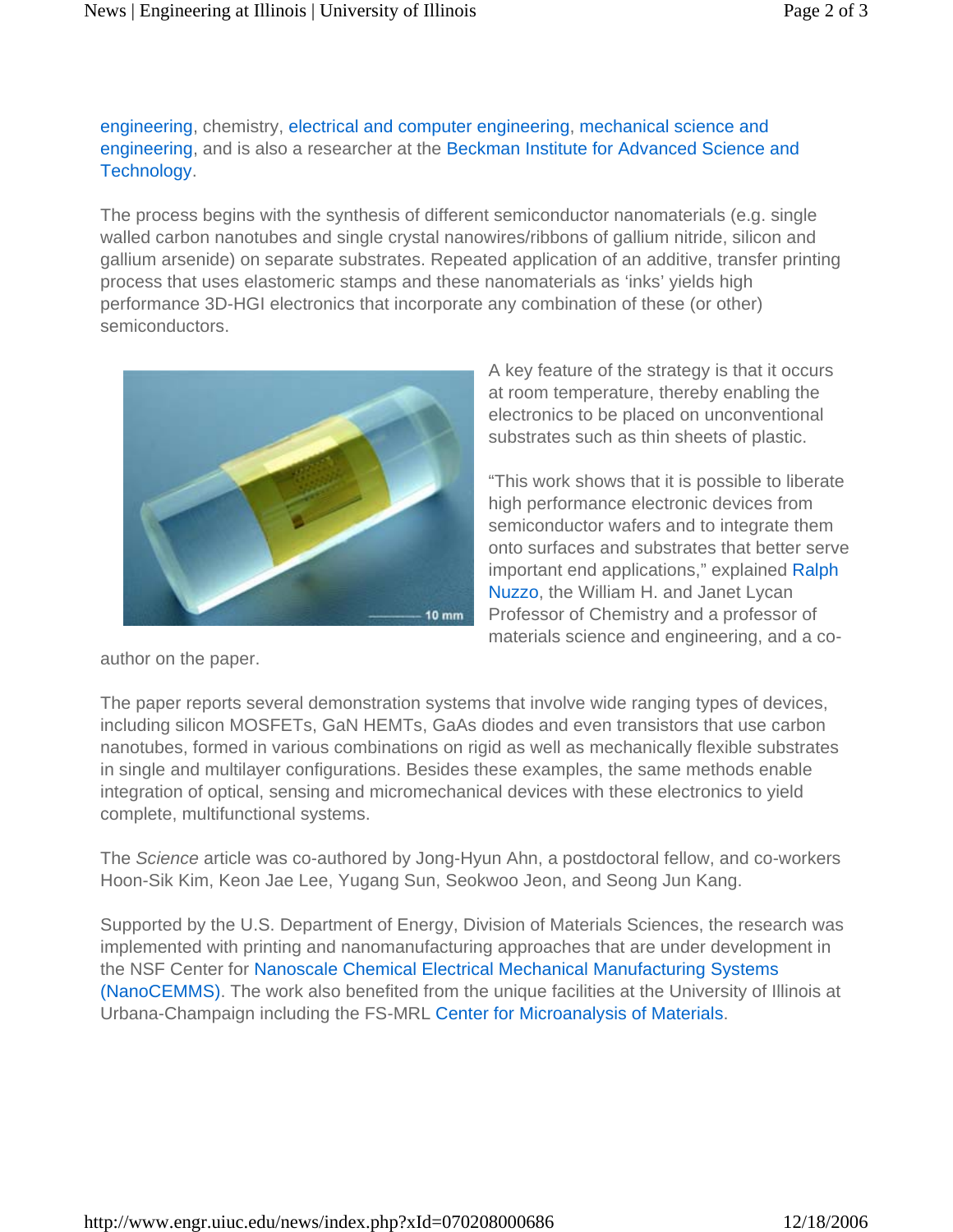engineering, chemistry, electrical and computer engineering, mechanical science and engineering, and is also a researcher at the Beckman Institute for Advanced Science and Technology.

The process begins with the synthesis of different semiconductor nanomaterials (e.g. single walled carbon nanotubes and single crystal nanowires/ribbons of gallium nitride, silicon and gallium arsenide) on separate substrates. Repeated application of an additive, transfer printing process that uses elastomeric stamps and these nanomaterials as 'inks' yields high performance 3D-HGI electronics that incorporate any combination of these (or other) semiconductors.

A key feature of the strategy is that it occurs at room temperature, thereby enabling the electronics to be placed on unconventional substrates such as thin sheets of plastic.

"This work shows that it is possible to liberate high performance electronic devices from semiconductor wafers and to integrate them onto surfaces and substrates that better serve important end applications," explained Ralph Nuzzo, the William H. and Janet Lycan Professor of Chemistry and a professor of materials science and engineering, and a co-author on the paper.

The paper reports several demonstration systems that involve wide ranging types of devices, including silicon MOSFETs, GaN HEMTs, GaAs diodes and even transistors that use carbon nanotubes, formed in various combinations on rigid as well as mechanically flexible substrates in single and multilayer configurations. Besides these examples, the same methods enable integration of optical, sensing and micromechanical devices with these electronics to yield complete, multifunctional systems.

The *Science* article was co-authored by Jong-Hyun Ahn, a postdoctoral fellow, and co-workers Hoon-Sik Kim, Keon Jae Lee, Yugang Sun, Seokwoo Jeon, and Seong Jun Kang.

Supported by the U.S. Department of Energy, Division of Materials Sciences, the research was implemented with printing and nanomanufacturing approaches that are under development in the NSF Center for Nanoscale Chemical Electrical Mechanical Manufacturing Systems (NanoCEMMS). The work also benefited from the unique facilities at the University of Illinois at Urbana-Champaign including the FS-MRL Center for Microanalysis of Materials.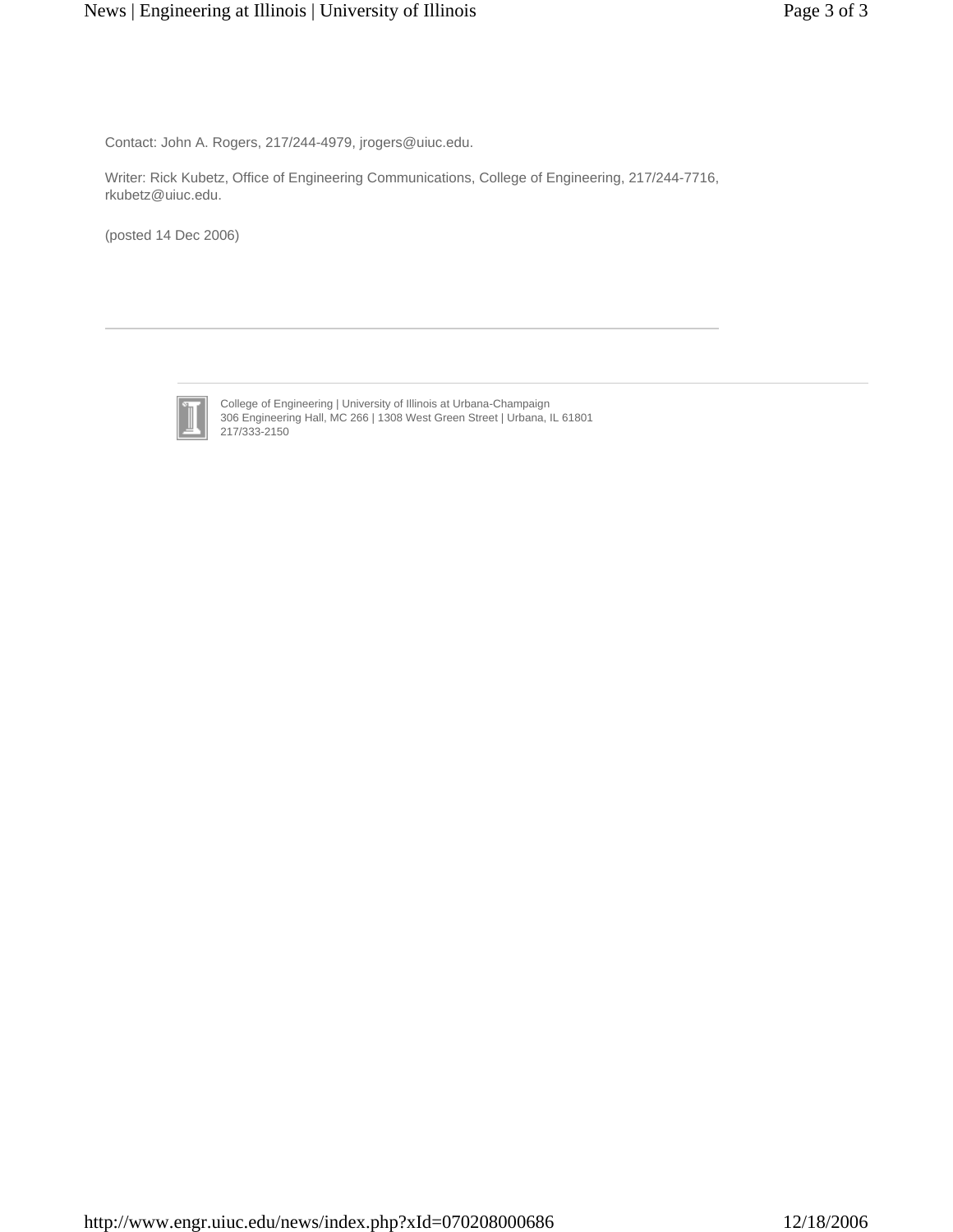Contact: John A. Rogers, 217/244-4979, jrogers@uiuc.edu.

Writer: Rick Kubetz, Office of Engineering Communications, College of Engineering, 217/244-7716, rkubetz@uiuc.edu.

(posted 14 Dec 2006)

---

College of Engineering | University of Illinois at Urbana-Champaign
306 Engineering Hall, MC 266 | 1308 West Green Street | Urbana, IL 61801
217/333-2150